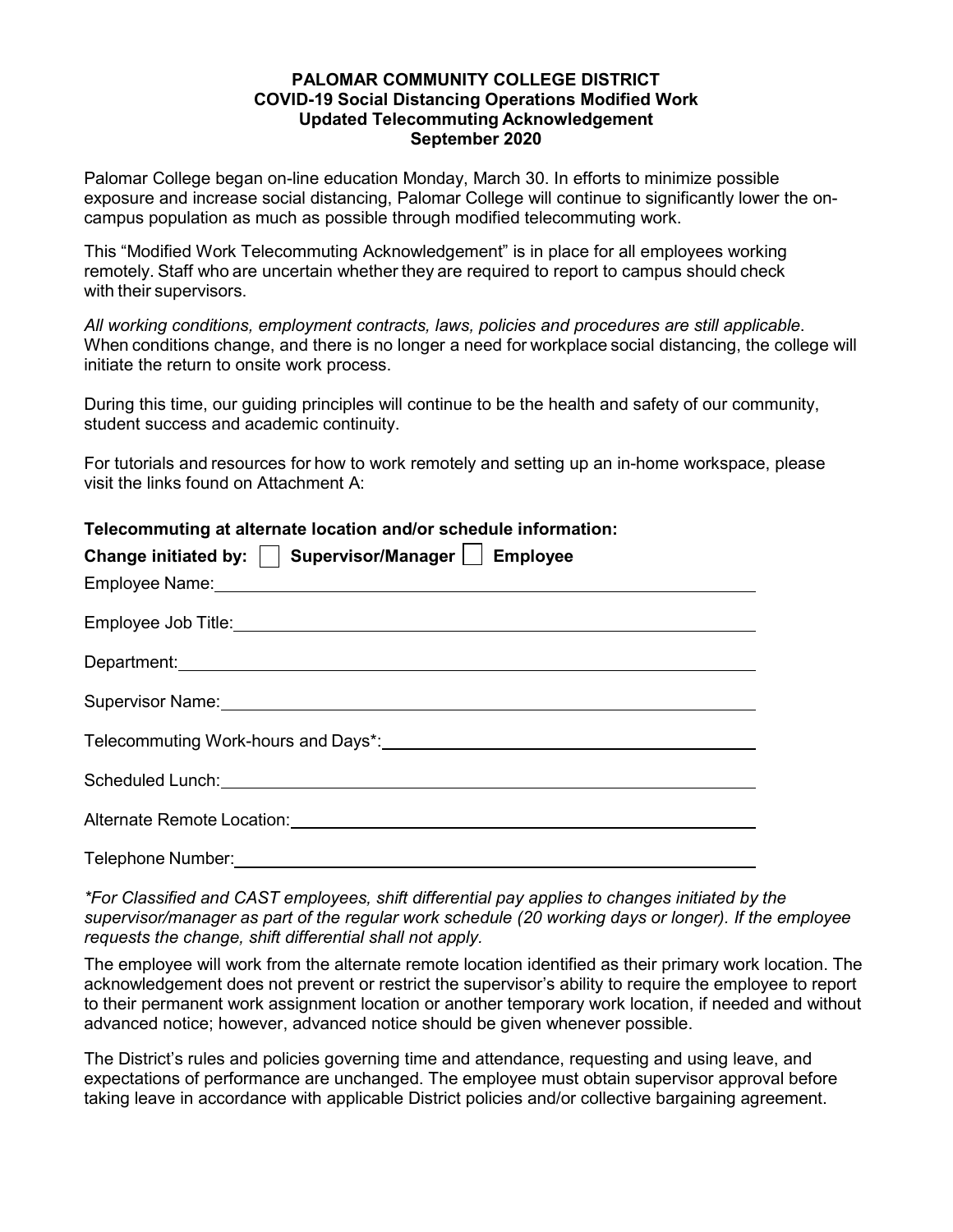**PALOMAR COMMUNITY COLLEGE DISTRICT**
**COVID-19 Social Distancing Operations Modified Work**
**Updated Telecommuting Acknowledgement**
**September 2020**

Palomar College began on-line education Monday, March 30. In efforts to minimize possible exposure and increase social distancing, Palomar College will continue to significantly lower the on-campus population as much as possible through modified telecommuting work.

This "Modified Work Telecommuting Acknowledgement" is in place for all employees working remotely. Staff who are uncertain whether they are required to report to campus should check with their supervisors.

*All working conditions, employment contracts, laws, policies and procedures are still applicable*. When conditions change, and there is no longer a need for workplace social distancing, the college will initiate the return to onsite work process.

During this time, our guiding principles will continue to be the health and safety of our community, student success and academic continuity.

For tutorials and resources for how to work remotely and setting up an in-home workspace, please visit the links found on Attachment A:

**Telecommuting at alternate location and/or schedule information:**

**Change initiated by:** ☐ **Supervisor/Manager** ☐ **Employee**

Employee Name: ______________________________

Employee Job Title: ______________________________

Department: ______________________________

Supervisor Name: ______________________________

Telecommuting Work-hours and Days*: ______________________________

Scheduled Lunch: ______________________________

Alternate Remote Location: ______________________________

Telephone Number: ______________________________

*\*For Classified and CAST employees, shift differential pay applies to changes initiated by the supervisor/manager as part of the regular work schedule (20 working days or longer). If the employee requests the change, shift differential shall not apply.*

The employee will work from the alternate remote location identified as their primary work location. The acknowledgement does not prevent or restrict the supervisor's ability to require the employee to report to their permanent work assignment location or another temporary work location, if needed and without advanced notice; however, advanced notice should be given whenever possible.

The District's rules and policies governing time and attendance, requesting and using leave, and expectations of performance are unchanged. The employee must obtain supervisor approval before taking leave in accordance with applicable District policies and/or collective bargaining agreement.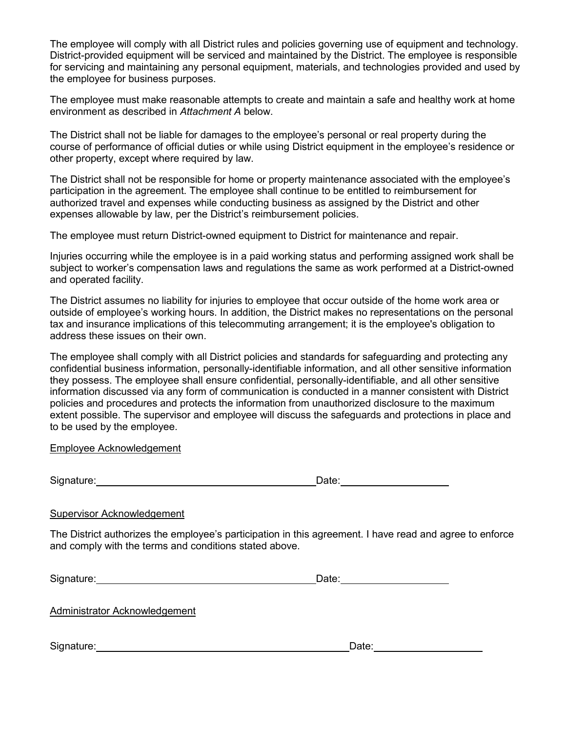The employee will comply with all District rules and policies governing use of equipment and technology. District-provided equipment will be serviced and maintained by the District. The employee is responsible for servicing and maintaining any personal equipment, materials, and technologies provided and used by the employee for business purposes.

The employee must make reasonable attempts to create and maintain a safe and healthy work at home environment as described in *Attachment A* below.

The District shall not be liable for damages to the employee's personal or real property during the course of performance of official duties or while using District equipment in the employee's residence or other property, except where required by law.

The District shall not be responsible for home or property maintenance associated with the employee's participation in the agreement. The employee shall continue to be entitled to reimbursement for authorized travel and expenses while conducting business as assigned by the District and other expenses allowable by law, per the District's reimbursement policies.

The employee must return District-owned equipment to District for maintenance and repair.

Injuries occurring while the employee is in a paid working status and performing assigned work shall be subject to worker's compensation laws and regulations the same as work performed at a District-owned and operated facility.

The District assumes no liability for injuries to employee that occur outside of the home work area or outside of employee's working hours. In addition, the District makes no representations on the personal tax and insurance implications of this telecommuting arrangement; it is the employee's obligation to address these issues on their own.

The employee shall comply with all District policies and standards for safeguarding and protecting any confidential business information, personally-identifiable information, and all other sensitive information they possess. The employee shall ensure confidential, personally-identifiable, and all other sensitive information discussed via any form of communication is conducted in a manner consistent with District policies and procedures and protects the information from unauthorized disclosure to the maximum extent possible. The supervisor and employee will discuss the safeguards and protections in place and to be used by the employee.

Employee Acknowledgement

Signature:________________________________________ Date:____________________

Supervisor Acknowledgement

The District authorizes the employee's participation in this agreement. I have read and agree to enforce and comply with the terms and conditions stated above.

Signature:________________________________________ Date:____________________

Administrator Acknowledgement

Signature:________________________________________ Date:____________________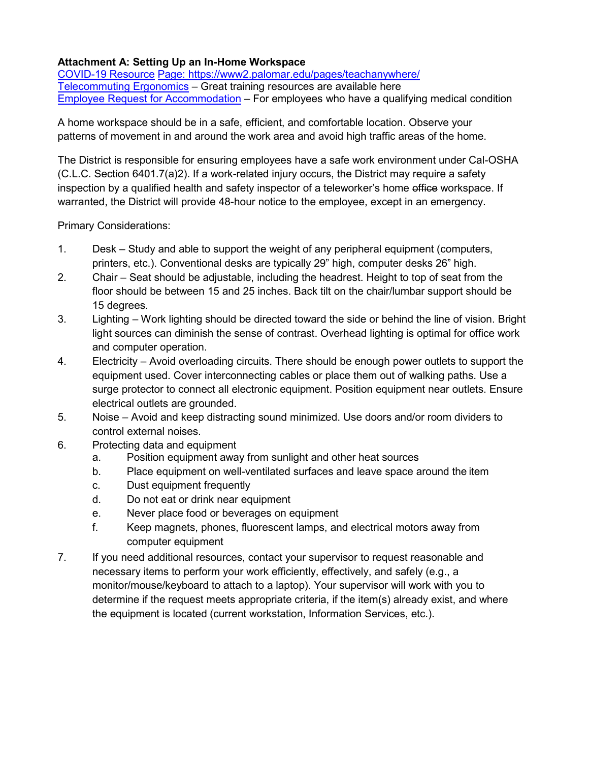**Attachment A: Setting Up an In-Home Workspace**

[COVID-19 Resource Page: https://www2.palomar.edu/pages/teachanywhere/](https://www2.palomar.edu/pages/teachanywhere/)
[Telecommuting Ergonomics]() – Great training resources are available here
[Employee Request for Accommodation]() – For employees who have a qualifying medical condition

A home workspace should be in a safe, efficient, and comfortable location. Observe your patterns of movement in and around the work area and avoid high traffic areas of the home.

The District is responsible for ensuring employees have a safe work environment under Cal-OSHA (C.L.C. Section 6401.7(a)2). If a work-related injury occurs, the District may require a safety inspection by a qualified health and safety inspector of a teleworker's home ~~office~~ workspace. If warranted, the District will provide 48-hour notice to the employee, except in an emergency.

Primary Considerations:

1. Desk – Study and able to support the weight of any peripheral equipment (computers, printers, etc.). Conventional desks are typically 29" high, computer desks 26" high.
2. Chair – Seat should be adjustable, including the headrest. Height to top of seat from the floor should be between 15 and 25 inches. Back tilt on the chair/lumbar support should be 15 degrees.
3. Lighting – Work lighting should be directed toward the side or behind the line of vision. Bright light sources can diminish the sense of contrast. Overhead lighting is optimal for office work and computer operation.
4. Electricity – Avoid overloading circuits. There should be enough power outlets to support the equipment used. Cover interconnecting cables or place them out of walking paths. Use a surge protector to connect all electronic equipment. Position equipment near outlets. Ensure electrical outlets are grounded.
5. Noise – Avoid and keep distracting sound minimized. Use doors and/or room dividers to control external noises.
6. Protecting data and equipment
   a. Position equipment away from sunlight and other heat sources
   b. Place equipment on well-ventilated surfaces and leave space around the item
   c. Dust equipment frequently
   d. Do not eat or drink near equipment
   e. Never place food or beverages on equipment
   f. Keep magnets, phones, fluorescent lamps, and electrical motors away from computer equipment
7. If you need additional resources, contact your supervisor to request reasonable and necessary items to perform your work efficiently, effectively, and safely (e.g., a monitor/mouse/keyboard to attach to a laptop). Your supervisor will work with you to determine if the request meets appropriate criteria, if the item(s) already exist, and where the equipment is located (current workstation, Information Services, etc.).